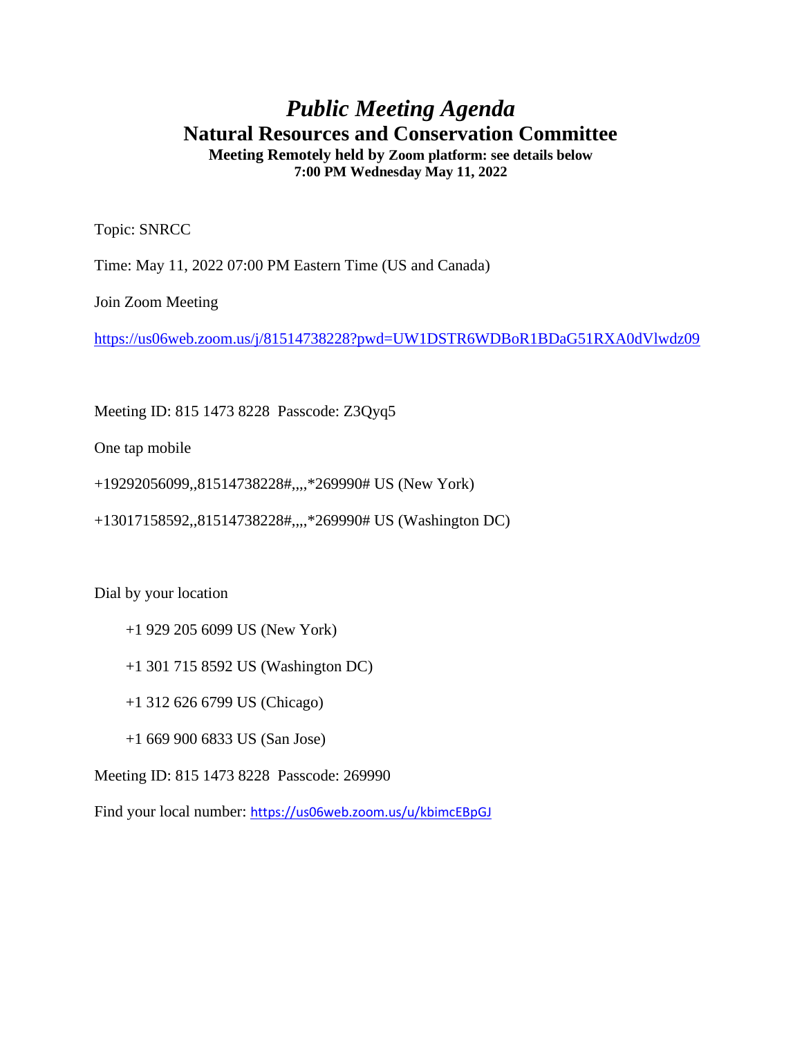# *Public Meeting Agenda*

## Natural Resources and Conservation Committee

**Meeting Remotely held by Zoom platform: see details below**
**7:00 PM Wednesday May 11, 2022**

Topic: SNRCC

Time: May 11, 2022 07:00 PM Eastern Time (US and Canada)

Join Zoom Meeting

https://us06web.zoom.us/j/81514738228?pwd=UW1DSTR6WDBoR1BDaG51RXA0dVlwdz09

Meeting ID: 815 1473 8228  Passcode: Z3Qyq5

One tap mobile

+19292056099,,81514738228#,,,,*269990# US (New York)

+13017158592,,81514738228#,,,,*269990# US (Washington DC)

Dial by your location

+1 929 205 6099 US (New York)

+1 301 715 8592 US (Washington DC)

+1 312 626 6799 US (Chicago)

+1 669 900 6833 US (San Jose)

Meeting ID: 815 1473 8228  Passcode: 269990

Find your local number: https://us06web.zoom.us/u/kbimcEBpGJ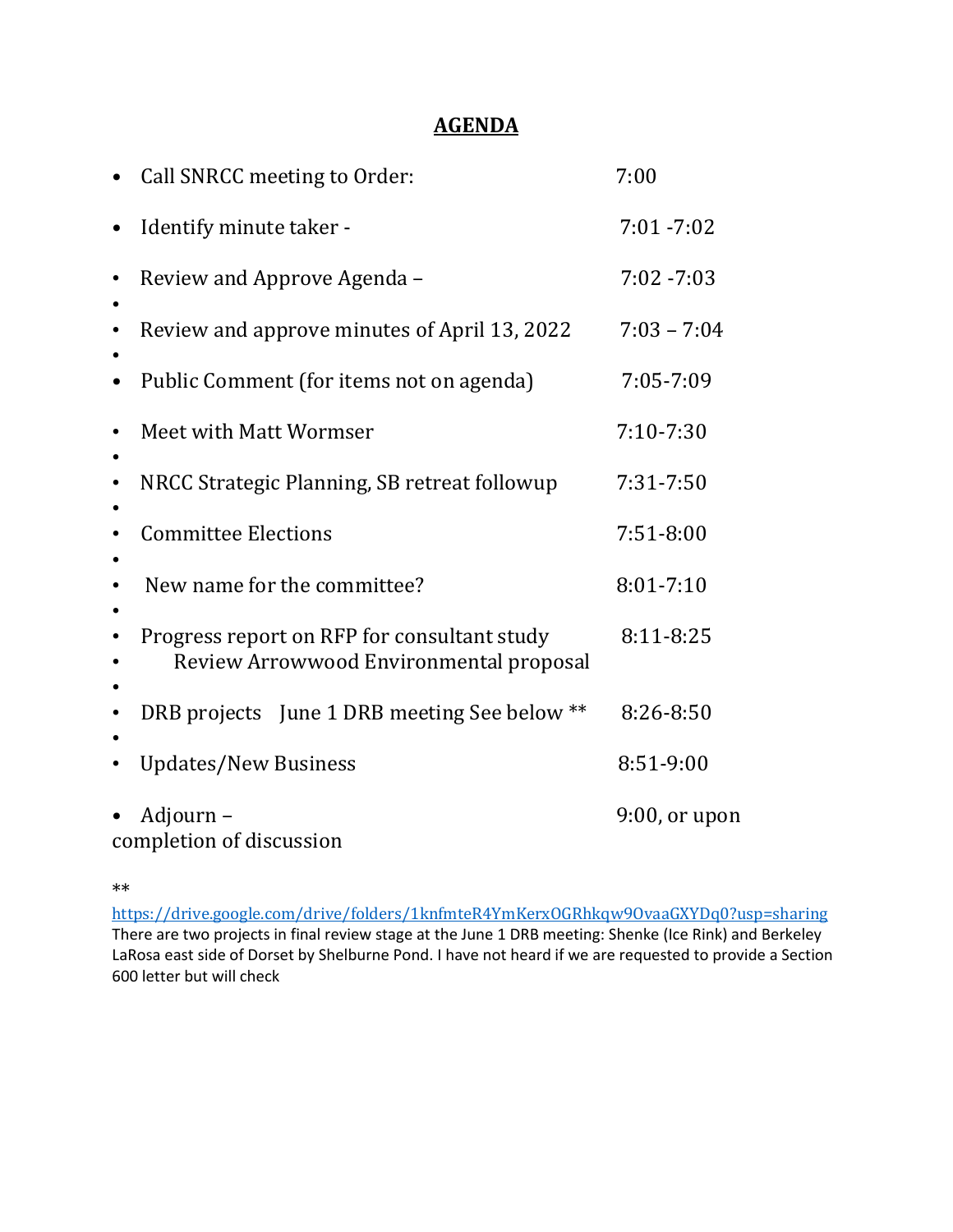## **AGENDA**

| | |
|---|---|
| • Call SNRCC meeting to Order: | 7:00 |
| • Identify minute taker - | 7:01 -7:02 |
| • Review and Approve Agenda – | 7:02 -7:03 |
| • Review and approve minutes of April 13, 2022 | 7:03 – 7:04 |
| • Public Comment (for items not on agenda) | 7:05-7:09 |
| • Meet with Matt Wormser | 7:10-7:30 |
| • NRCC Strategic Planning, SB retreat followup | 7:31-7:50 |
| • Committee Elections | 7:51-8:00 |
| • New name for the committee? | 8:01-7:10 |
| • Progress report on RFP for consultant study<br>• Review Arrowwood Environmental proposal | 8:11-8:25 |
| • DRB projects June 1 DRB meeting See below ** | 8:26-8:50 |
| • Updates/New Business | 8:51-9:00 |
| • Adjourn – completion of discussion | 9:00, or upon |

**

https://drive.google.com/drive/folders/1knfmteR4YmKerxOGRhkqw9OvaaGXYDq0?usp=sharing

There are two projects in final review stage at the June 1 DRB meeting: Shenke (Ice Rink) and Berkeley LaRosa east side of Dorset by Shelburne Pond. I have not heard if we are requested to provide a Section 600 letter but will check